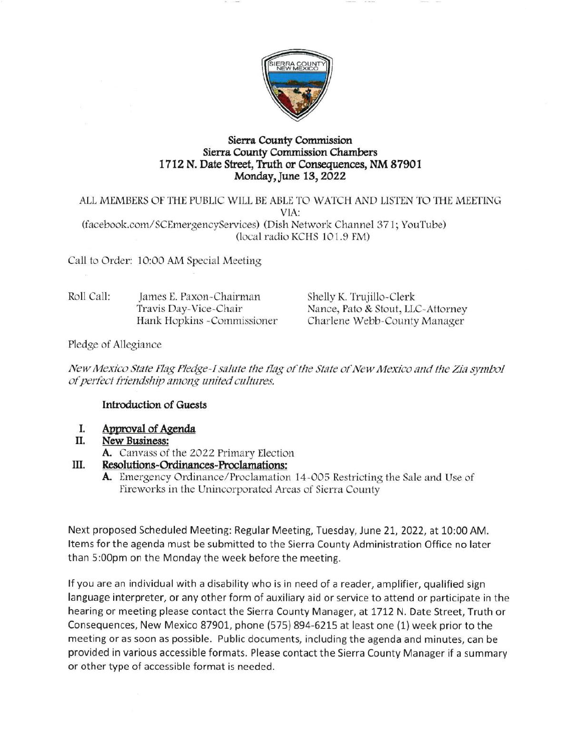# Sierra County Commission
## Sierra County Commission Chambers
## 1712 N. Date Street, Truth or Consequences, NM 87901
## Monday, June 13, 2022

ALL MEMBERS OF THE PUBLIC WILL BE ABLE TO WATCH AND LISTEN TO THE MEETING VIA:
(facebook.com/SCEmergencyServices) (Dish Network Channel 371; YouTube)
(local radio KCHS 101.9 FM)

Call to Order: 10:00 AM Special Meeting

| Roll Call: | | |
|---|---|---|
| | James E. Paxon-Chairman | Shelly K. Trujillo-Clerk |
| | Travis Day-Vice-Chair | Nance, Pato & Stout, LLC-Attorney |
| | Hank Hopkins -Commissioner | Charlene Webb-County Manager |

Pledge of Allegiance

*New Mexico State Flag Pledge-I salute the flag of the State of New Mexico and the Zia symbol of perfect friendship among united cultures.*

**Introduction of Guests**

I. **Approval of Agenda**

II. **New Business:**
   - **A.** Canvass of the 2022 Primary Election

III. **Resolutions-Ordinances-Proclamations:**
   - **A.** Emergency Ordinance/Proclamation 14-005 Restricting the Sale and Use of Fireworks in the Unincorporated Areas of Sierra County

Next proposed Scheduled Meeting: Regular Meeting, Tuesday, June 21, 2022, at 10:00 AM. Items for the agenda must be submitted to the Sierra County Administration Office no later than 5:00pm on the Monday the week before the meeting.

If you are an individual with a disability who is in need of a reader, amplifier, qualified sign language interpreter, or any other form of auxiliary aid or service to attend or participate in the hearing or meeting please contact the Sierra County Manager, at 1712 N. Date Street, Truth or Consequences, New Mexico 87901, phone (575) 894-6215 at least one (1) week prior to the meeting or as soon as possible. Public documents, including the agenda and minutes, can be provided in various accessible formats. Please contact the Sierra County Manager if a summary or other type of accessible format is needed.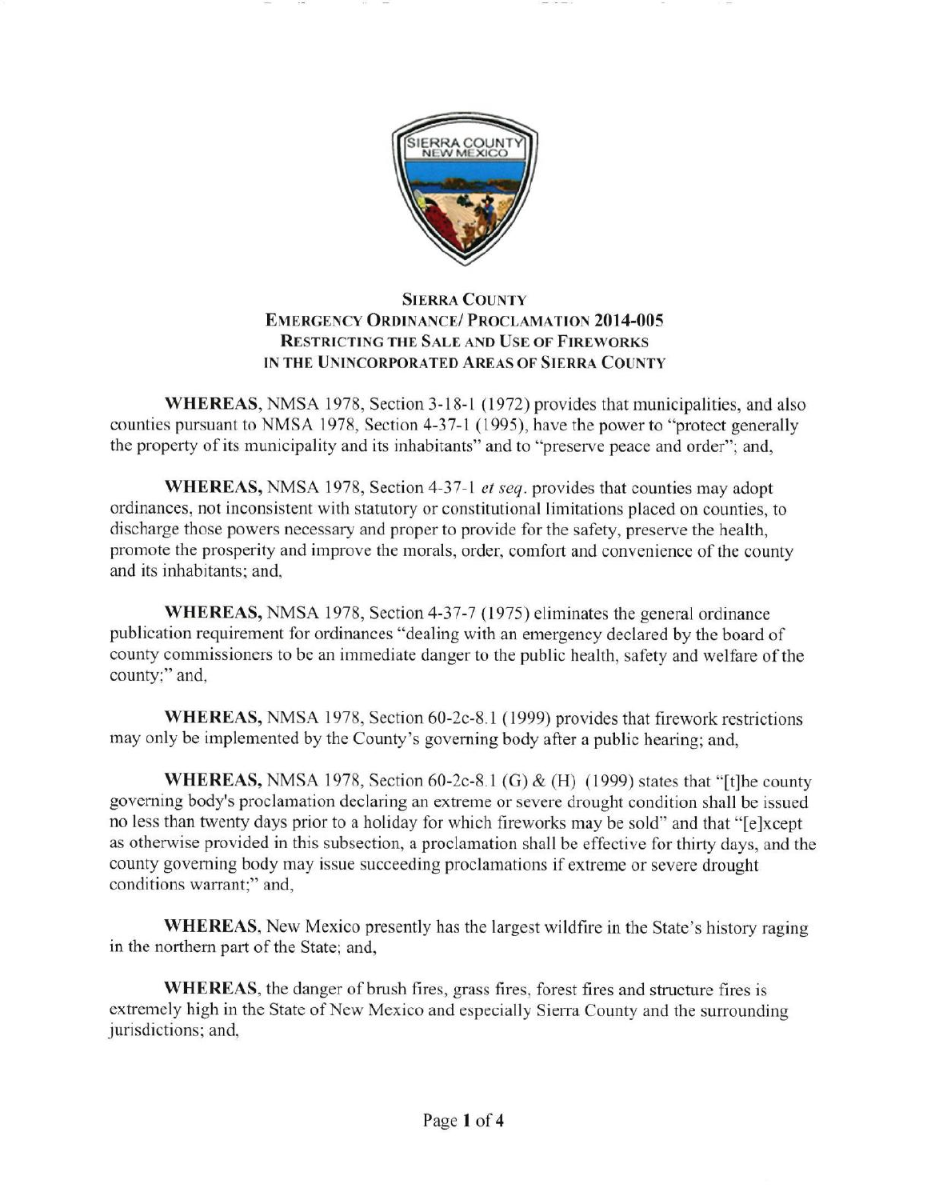**Sierra County**
**Emergency Ordinance/ Proclamation 2014-005**
**Restricting the Sale and Use of Fireworks**
**in the Unincorporated Areas of Sierra County**

**WHEREAS,** NMSA 1978, Section 3-18-1 (1972) provides that municipalities, and also counties pursuant to NMSA 1978, Section 4-37-1 (1995), have the power to "protect generally the property of its municipality and its inhabitants" and to "preserve peace and order"; and,

**WHEREAS,** NMSA 1978, Section 4-37-1 *et seq.* provides that counties may adopt ordinances, not inconsistent with statutory or constitutional limitations placed on counties, to discharge those powers necessary and proper to provide for the safety, preserve the health, promote the prosperity and improve the morals, order, comfort and convenience of the county and its inhabitants; and,

**WHEREAS,** NMSA 1978, Section 4-37-7 (1975) eliminates the general ordinance publication requirement for ordinances "dealing with an emergency declared by the board of county commissioners to be an immediate danger to the public health, safety and welfare of the county;" and,

**WHEREAS,** NMSA 1978, Section 60-2c-8.1 (1999) provides that firework restrictions may only be implemented by the County's governing body after a public hearing; and,

**WHEREAS,** NMSA 1978, Section 60-2c-8.1 (G) & (H) (1999) states that "[t]he county governing body's proclamation declaring an extreme or severe drought condition shall be issued no less than twenty days prior to a holiday for which fireworks may be sold" and that "[e]xcept as otherwise provided in this subsection, a proclamation shall be effective for thirty days, and the county governing body may issue succeeding proclamations if extreme or severe drought conditions warrant;" and,

**WHEREAS,** New Mexico presently has the largest wildfire in the State's history raging in the northern part of the State; and,

**WHEREAS,** the danger of brush fires, grass fires, forest fires and structure fires is extremely high in the State of New Mexico and especially Sierra County and the surrounding jurisdictions; and,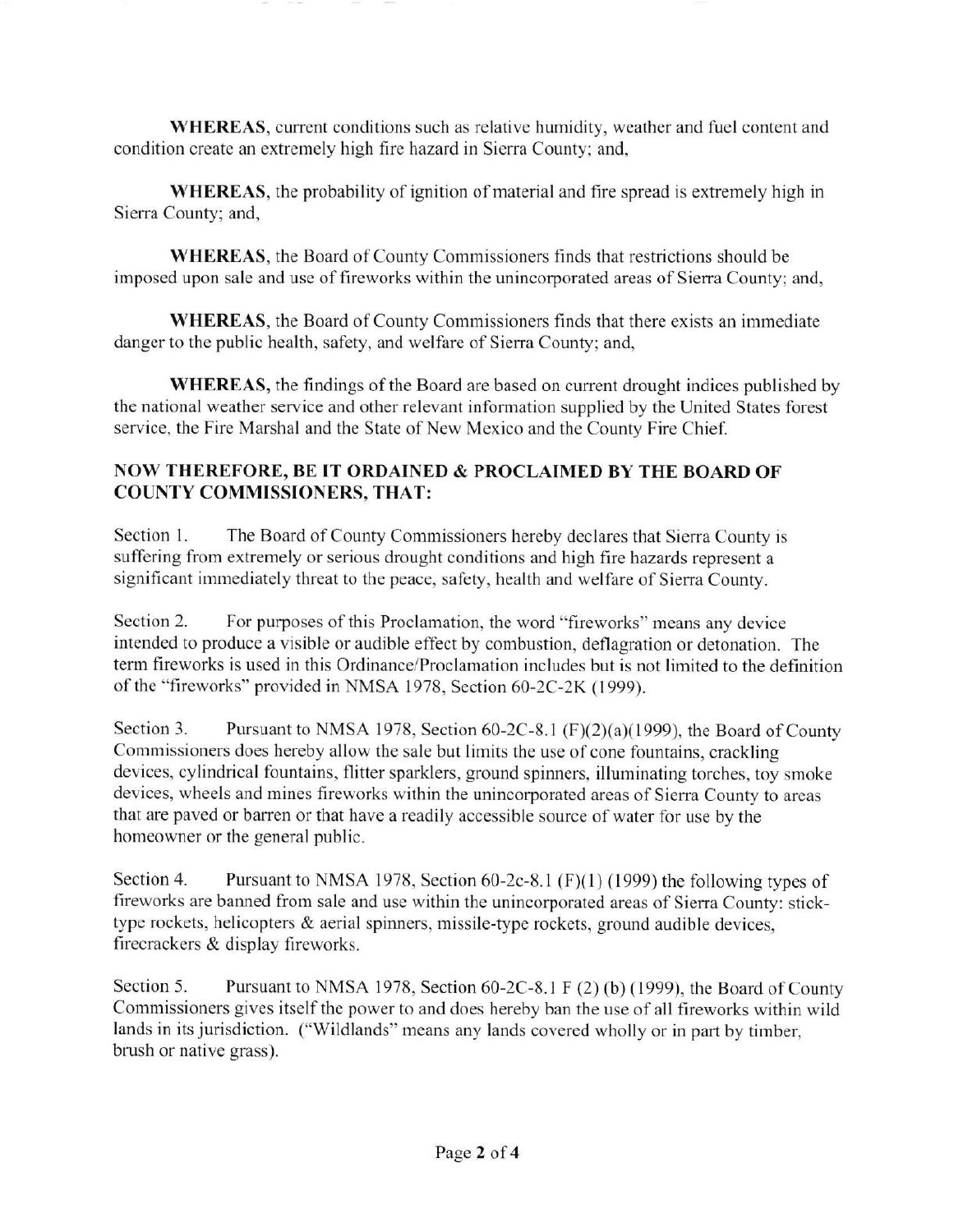**WHEREAS**, current conditions such as relative humidity, weather and fuel content and condition create an extremely high fire hazard in Sierra County; and,

**WHEREAS**, the probability of ignition of material and fire spread is extremely high in Sierra County; and,

**WHEREAS**, the Board of County Commissioners finds that restrictions should be imposed upon sale and use of fireworks within the unincorporated areas of Sierra County; and,

**WHEREAS**, the Board of County Commissioners finds that there exists an immediate danger to the public health, safety, and welfare of Sierra County; and,

**WHEREAS**, the findings of the Board are based on current drought indices published by the national weather service and other relevant information supplied by the United States forest service, the Fire Marshal and the State of New Mexico and the County Fire Chief.

**NOW THEREFORE, BE IT ORDAINED & PROCLAIMED BY THE BOARD OF COUNTY COMMISSIONERS, THAT:**

Section 1. The Board of County Commissioners hereby declares that Sierra County is suffering from extremely or serious drought conditions and high fire hazards represent a significant immediately threat to the peace, safety, health and welfare of Sierra County.

Section 2. For purposes of this Proclamation, the word "fireworks" means any device intended to produce a visible or audible effect by combustion, deflagration or detonation. The term fireworks is used in this Ordinance/Proclamation includes but is not limited to the definition of the "fireworks" provided in NMSA 1978, Section 60-2C-2K (1999).

Section 3. Pursuant to NMSA 1978, Section 60-2C-8.1 (F)(2)(a)(1999), the Board of County Commissioners does hereby allow the sale but limits the use of cone fountains, crackling devices, cylindrical fountains, flitter sparklers, ground spinners, illuminating torches, toy smoke devices, wheels and mines fireworks within the unincorporated areas of Sierra County to areas that are paved or barren or that have a readily accessible source of water for use by the homeowner or the general public.

Section 4. Pursuant to NMSA 1978, Section 60-2c-8.1 (F)(1) (1999) the following types of fireworks are banned from sale and use within the unincorporated areas of Sierra County: stick-type rockets, helicopters & aerial spinners, missile-type rockets, ground audible devices, firecrackers & display fireworks.

Section 5. Pursuant to NMSA 1978, Section 60-2C-8.1 F (2) (b) (1999), the Board of County Commissioners gives itself the power to and does hereby ban the use of all fireworks within wild lands in its jurisdiction. ("Wildlands" means any lands covered wholly or in part by timber, brush or native grass).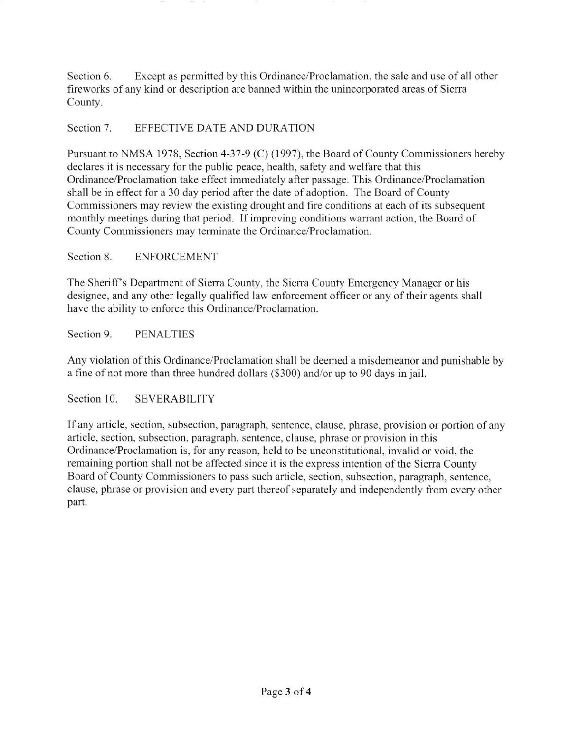Section 6. Except as permitted by this Ordinance/Proclamation, the sale and use of all other fireworks of any kind or description are banned within the unincorporated areas of Sierra County.

Section 7. EFFECTIVE DATE AND DURATION

Pursuant to NMSA 1978, Section 4-37-9 (C) (1997), the Board of County Commissioners hereby declares it is necessary for the public peace, health, safety and welfare that this Ordinance/Proclamation take effect immediately after passage. This Ordinance/Proclamation shall be in effect for a 30 day period after the date of adoption. The Board of County Commissioners may review the existing drought and fire conditions at each of its subsequent monthly meetings during that period. If improving conditions warrant action, the Board of County Commissioners may terminate the Ordinance/Proclamation.

Section 8. ENFORCEMENT

The Sheriff's Department of Sierra County, the Sierra County Emergency Manager or his designee, and any other legally qualified law enforcement officer or any of their agents shall have the ability to enforce this Ordinance/Proclamation.

Section 9. PENALTIES

Any violation of this Ordinance/Proclamation shall be deemed a misdemeanor and punishable by a fine of not more than three hundred dollars ($300) and/or up to 90 days in jail.

Section 10. SEVERABILITY

If any article, section, subsection, paragraph, sentence, clause, phrase, provision or portion of any article, section, subsection, paragraph, sentence, clause, phrase or provision in this Ordinance/Proclamation is, for any reason, held to be unconstitutional, invalid or void, the remaining portion shall not be affected since it is the express intention of the Sierra County Board of County Commissioners to pass such article, section, subsection, paragraph, sentence, clause, phrase or provision and every part thereof separately and independently from every other part.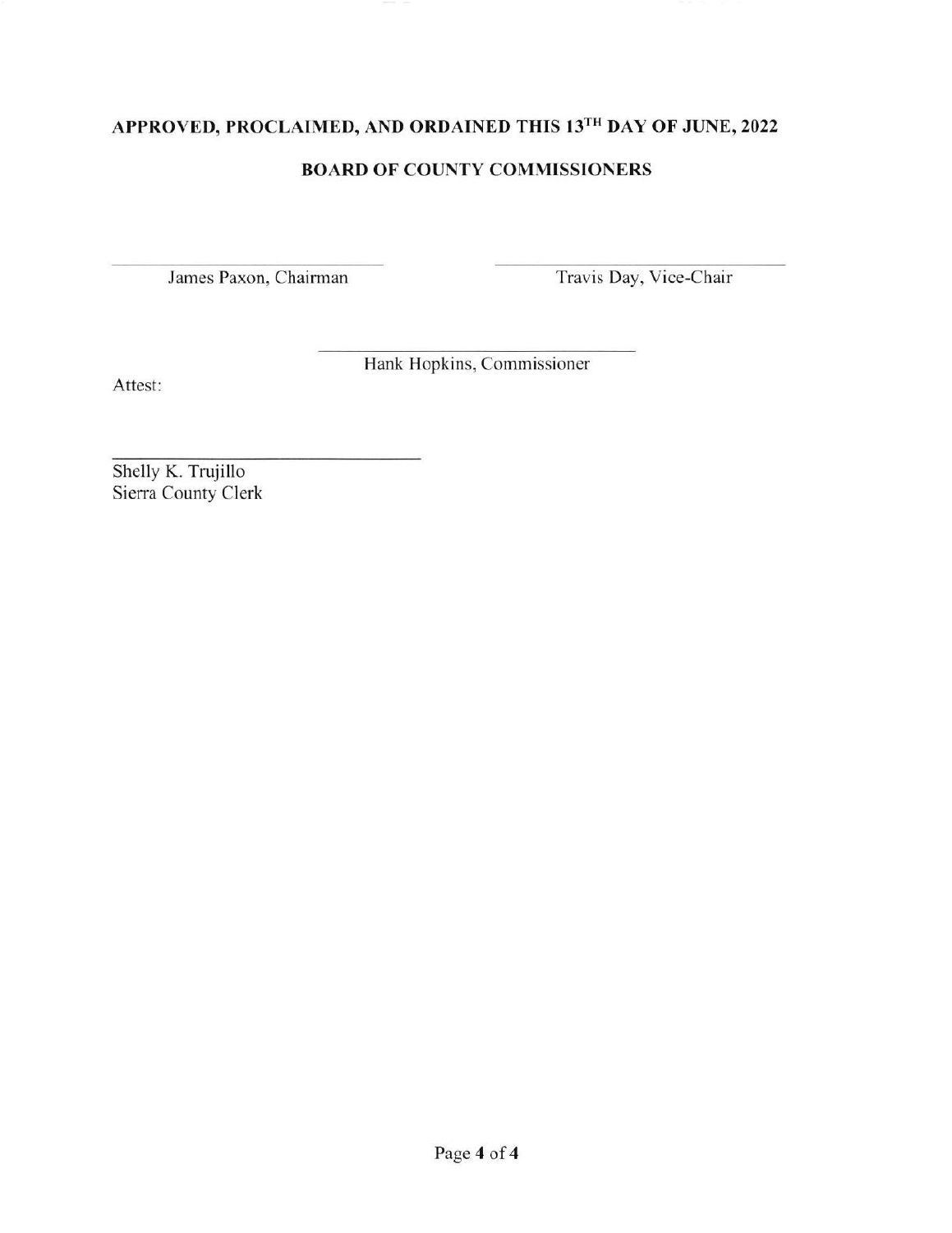**APPROVED, PROCLAIMED, AND ORDAINED THIS 13TH DAY OF JUNE, 2022**

**BOARD OF COUNTY COMMISSIONERS**

\_\_\_\_\_\_\_\_\_\_\_\_\_\_\_\_\_\_\_\_\_\_\_\_\_\_\_\_\_\_\_\_\_\_
James Paxon, Chairman

\_\_\_\_\_\_\_\_\_\_\_\_\_\_\_\_\_\_\_\_\_\_\_\_\_\_\_\_\_\_\_\_\_\_
Travis Day, Vice-Chair

\_\_\_\_\_\_\_\_\_\_\_\_\_\_\_\_\_\_\_\_\_\_\_\_\_\_\_\_\_\_\_\_\_\_
Hank Hopkins, Commissioner

Attest:

\_\_\_\_\_\_\_\_\_\_\_\_\_\_\_\_\_\_\_\_\_\_\_\_\_\_\_\_\_\_\_\_\_\_
Shelly K. Trujillo
Sierra County Clerk